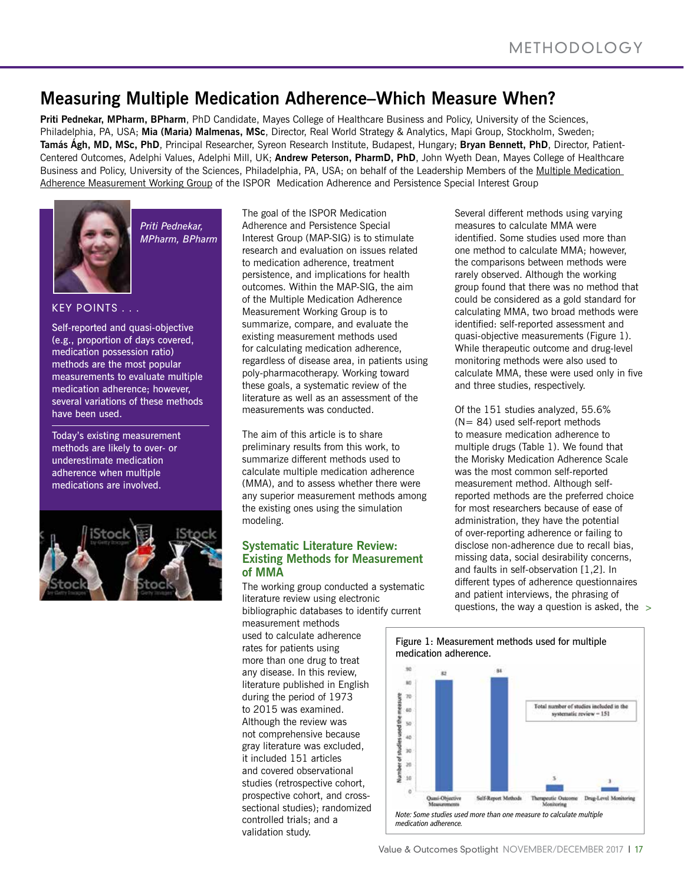# Measuring Multiple Medication Adherence–Which Measure When?

**Priti Pednekar, MPharm, BPharm**, PhD Candidate, Mayes College of Healthcare Business and Policy, University of the Sciences, Philadelphia, PA, USA; **Mia (Maria) Malmenas, MSc**, Director, Real World Strategy & Analytics, Mapi Group, Stockholm, Sweden; **Tamás Ágh, MD, MSc, PhD**, Principal Researcher, Syreon Research Institute, Budapest, Hungary; **Bryan Bennett, PhD**, Director, Patient-Centered Outcomes, Adelphi Values, Adelphi Mill, UK; **Andrew Peterson, PharmD, PhD**, John Wyeth Dean, Mayes College of Healthcare Business and Policy, University of the Sciences, Philadelphia, PA, USA; on behalf of the Leadership Members of the Multiple Medication Adherence Measurement Working Group of the ISPOR Medication Adherence and Persistence Special Interest Group

*Priti Pednekar, MPharm, BPharm*

KEY POINTS . . .

Self-reported and quasi-objective (e.g., proportion of days covered, medication possession ratio) methods are the most popular measurements to evaluate multiple medication adherence; however, several variations of these methods have been used.

Today's existing measurement methods are likely to over- or underestimate medication adherence when multiple medications are involved.

The goal of the ISPOR Medication Adherence and Persistence Special Interest Group (MAP-SIG) is to stimulate research and evaluation on issues related to medication adherence, treatment persistence, and implications for health outcomes. Within the MAP-SIG, the aim of the Multiple Medication Adherence Measurement Working Group is to summarize, compare, and evaluate the existing measurement methods used for calculating medication adherence, regardless of disease area, in patients using poly-pharmacotherapy. Working toward these goals, a systematic review of the literature as well as an assessment of the measurements was conducted.

The aim of this article is to share preliminary results from this work, to summarize different methods used to calculate multiple medication adherence (MMA), and to assess whether there were any superior measurement methods among the existing ones using the simulation modeling.

## Systematic Literature Review: Existing Methods for Measurement of MMA

The working group conducted a systematic literature review using electronic bibliographic databases to identify current measurement methods used to calculate adherence rates for patients using more than one drug to treat any disease. In this review, literature published in English during the period of 1973 to 2015 was examined. Although the review was not comprehensive because gray literature was excluded, it included 151 articles and covered observational studies (retrospective cohort, prospective cohort, and cross-sectional studies); randomized controlled trials; and a validation study.

Several different methods using varying measures to calculate MMA were identified. Some studies used more than one method to calculate MMA; however, the comparisons between methods were rarely observed. Although the working group found that there was no method that could be considered as a gold standard for calculating MMA, two broad methods were identified: self-reported assessment and quasi-objective measurements (Figure 1). While therapeutic outcome and drug-level monitoring methods were also used to calculate MMA, these were used only in five and three studies, respectively.

Of the 151 studies analyzed, 55.6% (N= 84) used self-report methods to measure medication adherence to multiple drugs (Table 1). We found that the Morisky Medication Adherence Scale was the most common self-reported measurement method. Although self-reported methods are the preferred choice for most researchers because of ease of administration, they have the potential of over-reporting adherence or failing to disclose non-adherence due to recall bias, missing data, social desirability concerns, and faults in self-observation [1,2]. In different types of adherence questionnaires and patient interviews, the phrasing of questions, the way a question is asked, the

Figure 1: Measurement methods used for multiple medication adherence.

| Measure | Number of studies used the measure |
|---|---|
| Quasi-Objective Measurements | 82 |
| Self-Report Methods | 84 |
| Therapeutic Outcome Monitoring | 5 |
| Drug-Level Monitoring | 3 |

Total number of studies included in the systematic review = 151

*Note: Some studies used more than one measure to calculate multiple medication adherence.*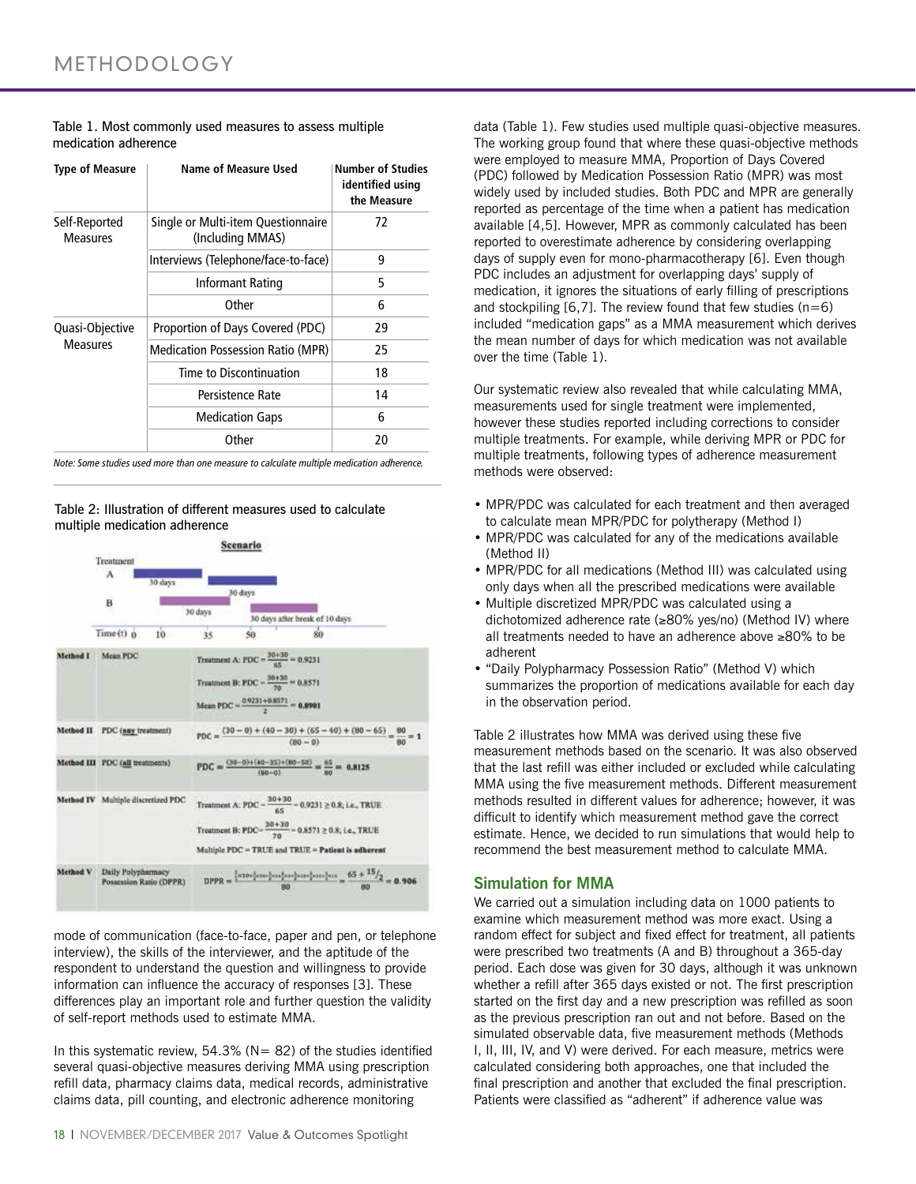Table 1. Most commonly used measures to assess multiple medication adherence

| Type of Measure | Name of Measure Used | Number of Studies identified using the Measure |
|---|---|---|
| Self-Reported Measures | Single or Multi-item Questionnaire (Including MMAS) | 72 |
| | Interviews (Telephone/face-to-face) | 9 |
| | Informant Rating | 5 |
| | Other | 6 |
| Quasi-Objective Measures | Proportion of Days Covered (PDC) | 29 |
| | Medication Possession Ratio (MPR) | 25 |
| | Time to Discontinuation | 18 |
| | Persistence Rate | 14 |
| | Medication Gaps | 6 |
| | Other | 20 |

*Note: Some studies used more than one measure to calculate multiple medication adherence.*

Table 2: Illustration of different measures used to calculate multiple medication adherence

**Scenario**

Treatment A: 30 days (time 0–30), 30 days (time 50–80)
Treatment B: 30 days (time 10–40), 30 days after break of 10 days (time 50–80)

Time (t): 0, 10, 35, 50, 80

| Method | Measure | Calculation |
|---|---|---|
| Method I | Mean PDC | Treatment A: $PDC = \frac{30+30}{65} = 0.9231$ <br> Treatment B: $PDC = \frac{30+30}{70} = 0.8571$ <br> Mean $PDC = \frac{0.9231+0.8571}{2} = \mathbf{0.8901}$ |
| Method II | PDC (any treatment) | $PDC = \frac{(30-0)+(40-30)+(65-40)+(80-65)}{(80-0)} = \frac{80}{80} = \mathbf{1}$ |
| Method III | PDC (all treatments) | $PDC = \frac{(30-0)+(40-35)+(80-50)}{(80-0)} = \frac{65}{80} = \mathbf{0.8125}$ |
| Method IV | Multiple discretized PDC | Treatment A: $PDC = \frac{30+30}{65} = 0.9231 \geq 0.8$; i.e., TRUE <br> Treatment B: $PDC = \frac{30+30}{70} = 0.8571 \geq 0.8$; i.e., TRUE <br> Multiple PDC = TRUE and TRUE = **Patient is adherent** |
| Method V | Daily Polypharmacy Possession Ratio (DPPR) | $DPPR = \frac{\frac{1}{2}\times10+\frac{2}{2}\times20+\frac{1}{2}\times5+\frac{0}{2}\times15+\frac{1}{2}\times10+\frac{2}{2}\times15+\frac{1}{2}\times5}{80} = \frac{65+{}^{15}/_{2}}{80} = 0.906$ |

mode of communication (face-to-face, paper and pen, or telephone interview), the skills of the interviewer, and the aptitude of the respondent to understand the question and willingness to provide information can influence the accuracy of responses [3]. These differences play an important role and further question the validity of self-report methods used to estimate MMA.

In this systematic review, 54.3% (N= 82) of the studies identified several quasi-objective measures deriving MMA using prescription refill data, pharmacy claims data, medical records, administrative claims data, pill counting, and electronic adherence monitoring data (Table 1). Few studies used multiple quasi-objective measures. The working group found that where these quasi-objective methods were employed to measure MMA, Proportion of Days Covered (PDC) followed by Medication Possession Ratio (MPR) was most widely used by included studies. Both PDC and MPR are generally reported as percentage of the time when a patient has medication available [4,5]. However, MPR as commonly calculated has been reported to overestimate adherence by considering overlapping days of supply even for mono-pharmacotherapy [6]. Even though PDC includes an adjustment for overlapping days' supply of medication, it ignores the situations of early filling of prescriptions and stockpiling [6,7]. The review found that few studies (n=6) included "medication gaps" as a MMA measurement which derives the mean number of days for which medication was not available over the time (Table 1).

Our systematic review also revealed that while calculating MMA, measurements used for single treatment were implemented, however these studies reported including corrections to consider multiple treatments. For example, while deriving MPR or PDC for multiple treatments, following types of adherence measurement methods were observed:

- MPR/PDC was calculated for each treatment and then averaged to calculate mean MPR/PDC for polytherapy (Method I)
- MPR/PDC was calculated for any of the medications available (Method II)
- MPR/PDC for all medications (Method III) was calculated using only days when all the prescribed medications were available
- Multiple discretized MPR/PDC was calculated using a dichotomized adherence rate (≥80% yes/no) (Method IV) where all treatments needed to have an adherence above ≥80% to be adherent
- "Daily Polypharmacy Possession Ratio" (Method V) which summarizes the proportion of medications available for each day in the observation period.

Table 2 illustrates how MMA was derived using these five measurement methods based on the scenario. It was also observed that the last refill was either included or excluded while calculating MMA using the five measurement methods. Different measurement methods resulted in different values for adherence; however, it was difficult to identify which measurement method gave the correct estimate. Hence, we decided to run simulations that would help to recommend the best measurement method to calculate MMA.

## Simulation for MMA

We carried out a simulation including data on 1000 patients to examine which measurement method was more exact. Using a random effect for subject and fixed effect for treatment, all patients were prescribed two treatments (A and B) throughout a 365-day period. Each dose was given for 30 days, although it was unknown whether a refill after 365 days existed or not. The first prescription started on the first day and a new prescription was refilled as soon as the previous prescription ran out and not before. Based on the simulated observable data, five measurement methods (Methods I, II, III, IV, and V) were derived. For each measure, metrics were calculated considering both approaches, one that included the final prescription and another that excluded the final prescription. Patients were classified as "adherent" if adherence value was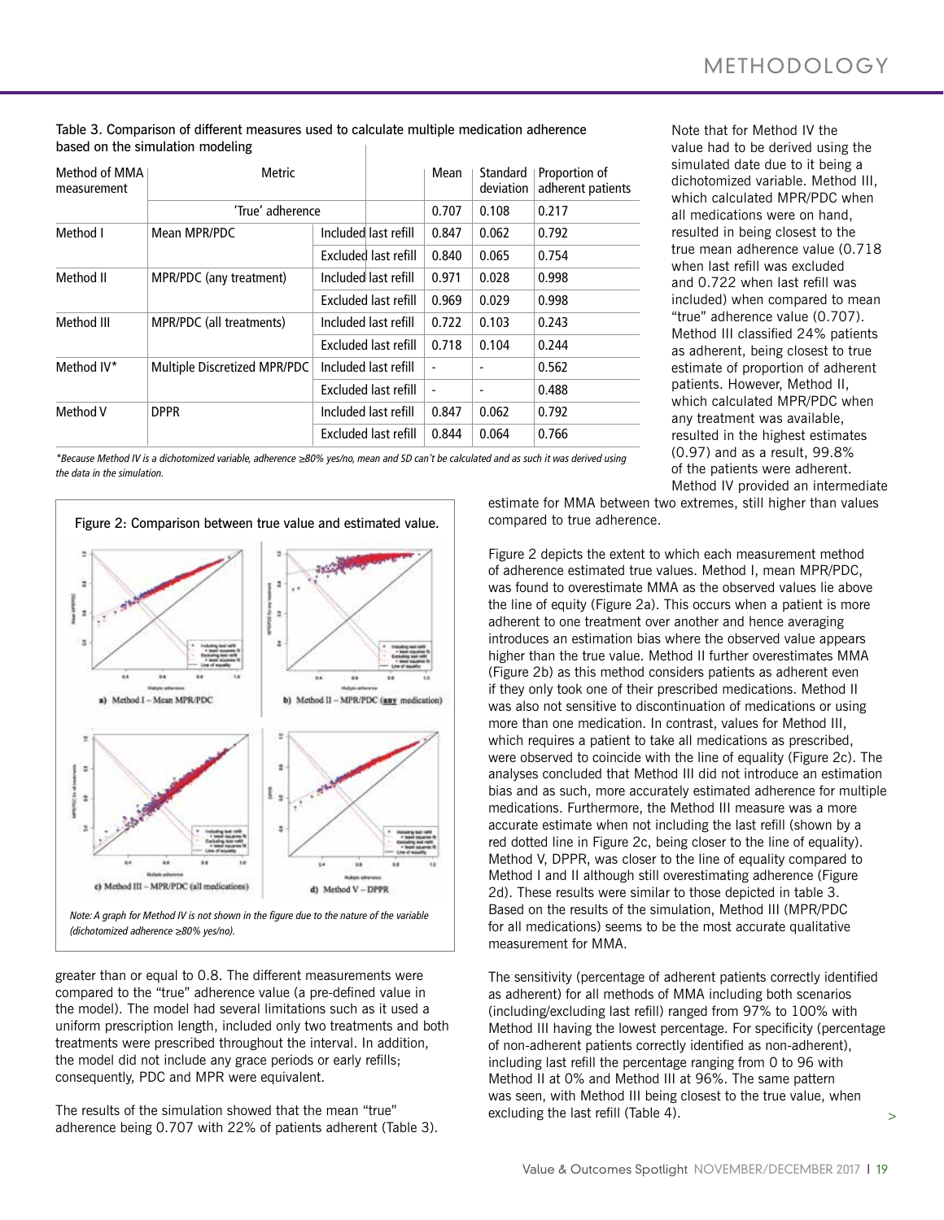Table 3. Comparison of different measures used to calculate multiple medication adherence based on the simulation modeling

| Method of MMA measurement | Metric | | Mean | Standard deviation | Proportion of adherent patients |
|---|---|---|---|---|---|
| | 'True' adherence | | 0.707 | 0.108 | 0.217 |
| Method I | Mean MPR/PDC | Included last refill | 0.847 | 0.062 | 0.792 |
| | | Excluded last refill | 0.840 | 0.065 | 0.754 |
| Method II | MPR/PDC (any treatment) | Included last refill | 0.971 | 0.028 | 0.998 |
| | | Excluded last refill | 0.969 | 0.029 | 0.998 |
| Method III | MPR/PDC (all treatments) | Included last refill | 0.722 | 0.103 | 0.243 |
| | | Excluded last refill | 0.718 | 0.104 | 0.244 |
| Method IV* | Multiple Discretized MPR/PDC | Included last refill | - | - | 0.562 |
| | | Excluded last refill | - | - | 0.488 |
| Method V | DPPR | Included last refill | 0.847 | 0.062 | 0.792 |
| | | Excluded last refill | 0.844 | 0.064 | 0.766 |

*\*Because Method IV is a dichotomized variable, adherence ≥80% yes/no, mean and SD can't be calculated and as such it was derived using the data in the simulation.*

Figure 2: Comparison between true value and estimated value.

a) Method I – Mean MPR/PDC

b) Method II – MPR/PDC (any medication)

c) Method III – MPR/PDC (all medications)

d) Method V – DPPR

*Note: A graph for Method IV is not shown in the figure due to the nature of the variable (dichotomized adherence ≥80% yes/no).*

greater than or equal to 0.8. The different measurements were compared to the "true" adherence value (a pre-defined value in the model). The model had several limitations such as it used a uniform prescription length, included only two treatments and both treatments were prescribed throughout the interval. In addition, the model did not include any grace periods or early refills; consequently, PDC and MPR were equivalent.

The results of the simulation showed that the mean "true" adherence being 0.707 with 22% of patients adherent (Table 3). Note that for Method IV the value had to be derived using the simulated date due to it being a dichotomized variable. Method III, which calculated MPR/PDC when all medications were on hand, resulted in being closest to the true mean adherence value (0.718 when last refill was excluded and 0.722 when last refill was included) when compared to mean "true" adherence value (0.707). Method III classified 24% patients as adherent, being closest to true estimate of proportion of adherent patients. However, Method II, which calculated MPR/PDC when any treatment was available, resulted in the highest estimates (0.97) and as a result, 99.8% of the patients were adherent. Method IV provided an intermediate estimate for MMA between two extremes, still higher than values compared to true adherence.

Figure 2 depicts the extent to which each measurement method of adherence estimated true values. Method I, mean MPR/PDC, was found to overestimate MMA as the observed values lie above the line of equity (Figure 2a). This occurs when a patient is more adherent to one treatment over another and hence averaging introduces an estimation bias where the observed value appears higher than the true value. Method II further overestimates MMA (Figure 2b) as this method considers patients as adherent even if they only took one of their prescribed medications. Method II was also not sensitive to discontinuation of medications or using more than one medication. In contrast, values for Method III, which requires a patient to take all medications as prescribed, were observed to coincide with the line of equality (Figure 2c). The analyses concluded that Method III did not introduce an estimation bias and as such, more accurately estimated adherence for multiple medications. Furthermore, the Method III measure was a more accurate estimate when not including the last refill (shown by a red dotted line in Figure 2c, being closer to the line of equality). Method V, DPPR, was closer to the line of equality compared to Method I and II although still overestimating adherence (Figure 2d). These results were similar to those depicted in table 3. Based on the results of the simulation, Method III (MPR/PDC for all medications) seems to be the most accurate qualitative measurement for MMA.

The sensitivity (percentage of adherent patients correctly identified as adherent) for all methods of MMA including both scenarios (including/excluding last refill) ranged from 97% to 100% with Method III having the lowest percentage. For specificity (percentage of non-adherent patients correctly identified as non-adherent), including last refill the percentage ranging from 0 to 96 with Method II at 0% and Method III at 96%. The same pattern was seen, with Method III being closest to the true value, when excluding the last refill (Table 4).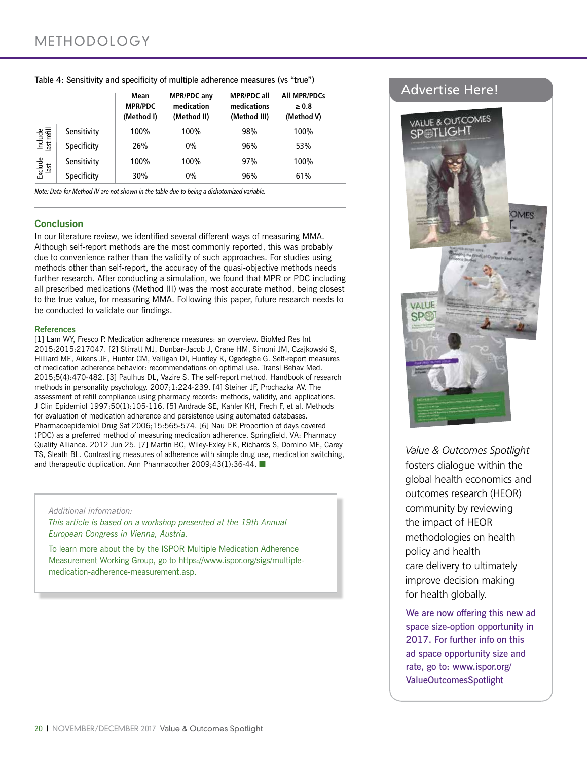Table 4: Sensitivity and specificity of multiple adherence measures (vs "true")

| | | Mean MPR/PDC (Method I) | MPR/PDC any medication (Method II) | MPR/PDC all medications (Method III) | All MPR/PDCs ≥ 0.8 (Method V) |
|---|---|---|---|---|---|
| Include last refill | Sensitivity | 100% | 100% | 98% | 100% |
| | Specificity | 26% | 0% | 96% | 53% |
| Exclude last | Sensitivity | 100% | 100% | 97% | 100% |
| | Specificity | 30% | 0% | 96% | 61% |

*Note: Data for Method IV are not shown in the table due to being a dichotomized variable.*

## Conclusion

In our literature review, we identified several different ways of measuring MMA. Although self-report methods are the most commonly reported, this was probably due to convenience rather than the validity of such approaches. For studies using methods other than self-report, the accuracy of the quasi-objective methods needs further research. After conducting a simulation, we found that MPR or PDC including all prescribed medications (Method III) was the most accurate method, being closest to the true value, for measuring MMA. Following this paper, future research needs to be conducted to validate our findings.

### References

[1] Lam WY, Fresco P. Medication adherence measures: an overview. BioMed Res Int 2015;2015:217047. [2] Stirratt MJ, Dunbar-Jacob J, Crane HM, Simoni JM, Czajkowski S, Hilliard ME, Aikens JE, Hunter CM, Velligan DI, Huntley K, Ogedegbe G. Self-report measures of medication adherence behavior: recommendations on optimal use. Transl Behav Med. 2015;5(4):470-482. [3] Paulhus DL, Vazire S. The self-report method. Handbook of research methods in personality psychology. 2007;1:224-239. [4] Steiner JF, Prochazka AV. The assessment of refill compliance using pharmacy records: methods, validity, and applications. J Clin Epidemiol 1997;50(1):105-116. [5] Andrade SE, Kahler KH, Frech F, et al. Methods for evaluation of medication adherence and persistence using automated databases. Pharmacoepidemiol Drug Saf 2006;15:565-574. [6] Nau DP. Proportion of days covered (PDC) as a preferred method of measuring medication adherence. Springfield, VA: Pharmacy Quality Alliance. 2012 Jun 25. [7] Martin BC, Wiley-Exley EK, Richards S, Domino ME, Carey TS, Sleath BL. Contrasting measures of adherence with simple drug use, medication switching, and therapeutic duplication. Ann Pharmacother 2009;43(1):36-44.

*Additional information:*
*This article is based on a workshop presented at the 19th Annual European Congress in Vienna, Austria.*

To learn more about the by the ISPOR Multiple Medication Adherence Measurement Working Group, go to https://www.ispor.org/sigs/multiple-medication-adherence-measurement.asp.

## Advertise Here!

*Value & Outcomes Spotlight* fosters dialogue within the global health economics and outcomes research (HEOR) community by reviewing the impact of HEOR methodologies on health policy and health care delivery to ultimately improve decision making for health globally.

We are now offering this new ad space size-option opportunity in 2017. For further info on this ad space opportunity size and rate, go to: www.ispor.org/ValueOutcomesSpotlight